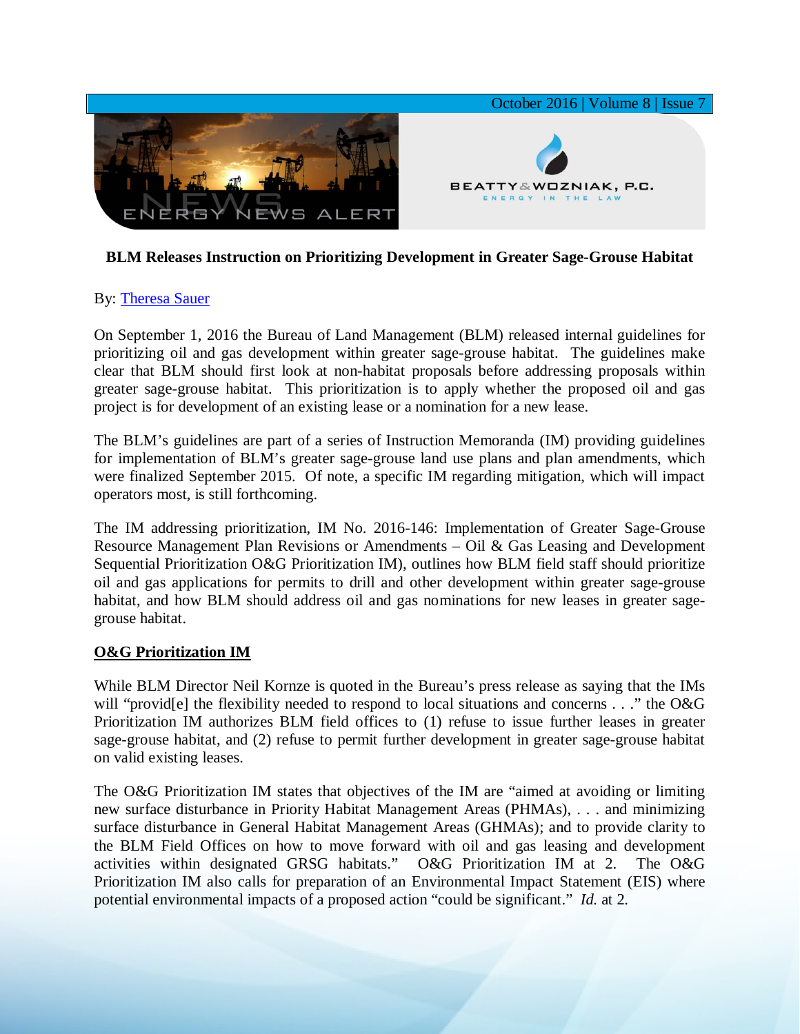October 2016 | Volume 8 | Issue 7

ENERGY NEWS ALERT

BEATTY & WOZNIAK, P.C.
ENERGY IN THE LAW

## BLM Releases Instruction on Prioritizing Development in Greater Sage-Grouse Habitat

By: Theresa Sauer

On September 1, 2016 the Bureau of Land Management (BLM) released internal guidelines for prioritizing oil and gas development within greater sage-grouse habitat. The guidelines make clear that BLM should first look at non-habitat proposals before addressing proposals within greater sage-grouse habitat. This prioritization is to apply whether the proposed oil and gas project is for development of an existing lease or a nomination for a new lease.

The BLM's guidelines are part of a series of Instruction Memoranda (IM) providing guidelines for implementation of BLM's greater sage-grouse land use plans and plan amendments, which were finalized September 2015. Of note, a specific IM regarding mitigation, which will impact operators most, is still forthcoming.

The IM addressing prioritization, IM No. 2016-146: Implementation of Greater Sage-Grouse Resource Management Plan Revisions or Amendments – Oil & Gas Leasing and Development Sequential Prioritization O&G Prioritization IM), outlines how BLM field staff should prioritize oil and gas applications for permits to drill and other development within greater sage-grouse habitat, and how BLM should address oil and gas nominations for new leases in greater sage-grouse habitat.

### O&G Prioritization IM

While BLM Director Neil Kornze is quoted in the Bureau's press release as saying that the IMs will "provid[e] the flexibility needed to respond to local situations and concerns . . ." the O&G Prioritization IM authorizes BLM field offices to (1) refuse to issue further leases in greater sage-grouse habitat, and (2) refuse to permit further development in greater sage-grouse habitat on valid existing leases.

The O&G Prioritization IM states that objectives of the IM are "aimed at avoiding or limiting new surface disturbance in Priority Habitat Management Areas (PHMAs), . . . and minimizing surface disturbance in General Habitat Management Areas (GHMAs); and to provide clarity to the BLM Field Offices on how to move forward with oil and gas leasing and development activities within designated GRSG habitats." O&G Prioritization IM at 2. The O&G Prioritization IM also calls for preparation of an Environmental Impact Statement (EIS) where potential environmental impacts of a proposed action "could be significant." *Id.* at 2.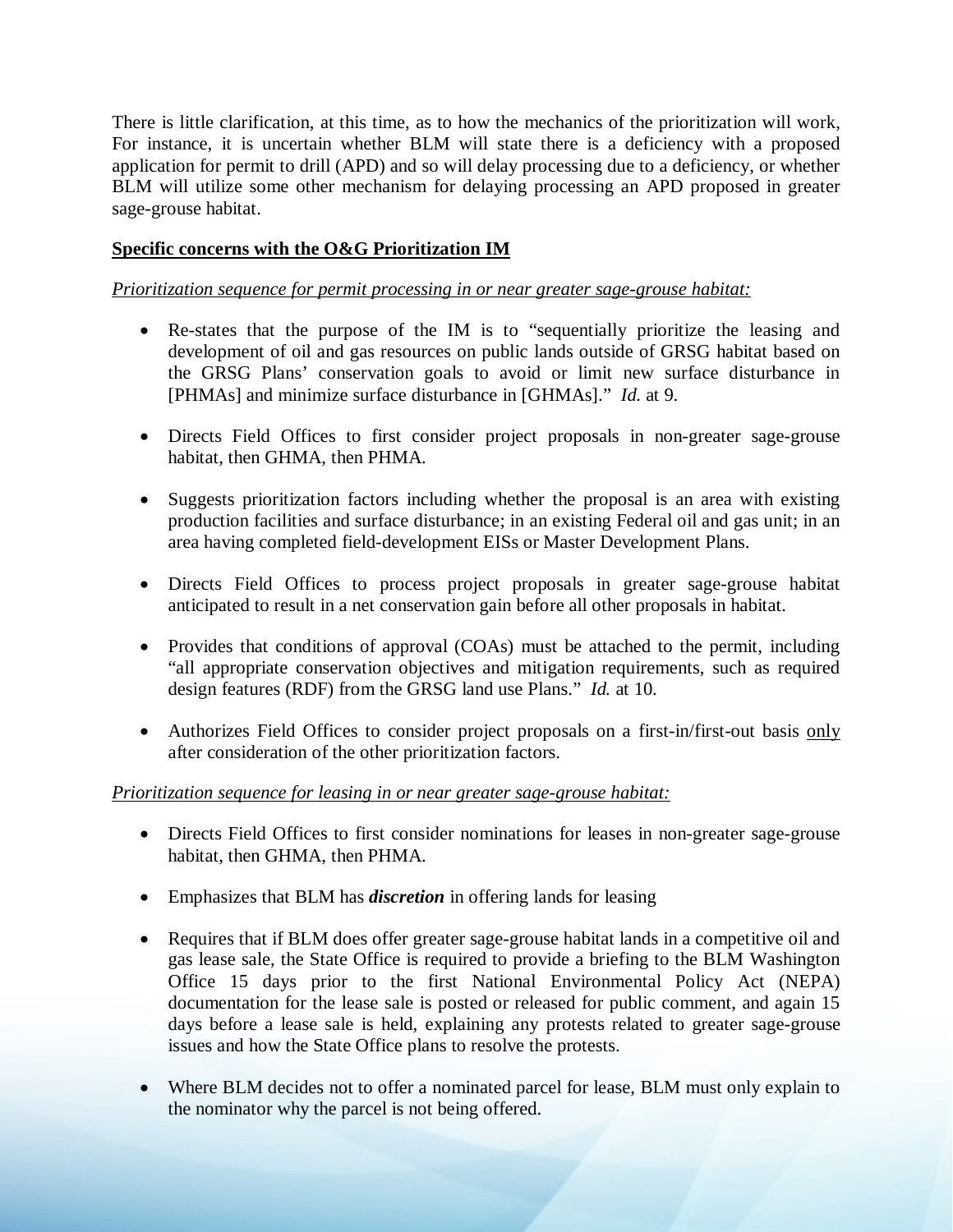There is little clarification, at this time, as to how the mechanics of the prioritization will work, For instance, it is uncertain whether BLM will state there is a deficiency with a proposed application for permit to drill (APD) and so will delay processing due to a deficiency, or whether BLM will utilize some other mechanism for delaying processing an APD proposed in greater sage-grouse habitat.

**Specific concerns with the O&G Prioritization IM**

*Prioritization sequence for permit processing in or near greater sage-grouse habitat:*

- Re-states that the purpose of the IM is to "sequentially prioritize the leasing and development of oil and gas resources on public lands outside of GRSG habitat based on the GRSG Plans' conservation goals to avoid or limit new surface disturbance in [PHMAs] and minimize surface disturbance in [GHMAs]." *Id.* at 9.

- Directs Field Offices to first consider project proposals in non-greater sage-grouse habitat, then GHMA, then PHMA.

- Suggests prioritization factors including whether the proposal is an area with existing production facilities and surface disturbance; in an existing Federal oil and gas unit; in an area having completed field-development EISs or Master Development Plans.

- Directs Field Offices to process project proposals in greater sage-grouse habitat anticipated to result in a net conservation gain before all other proposals in habitat.

- Provides that conditions of approval (COAs) must be attached to the permit, including "all appropriate conservation objectives and mitigation requirements, such as required design features (RDF) from the GRSG land use Plans." *Id.* at 10.

- Authorizes Field Offices to consider project proposals on a first-in/first-out basis <u>only</u> after consideration of the other prioritization factors.

*Prioritization sequence for leasing in or near greater sage-grouse habitat:*

- Directs Field Offices to first consider nominations for leases in non-greater sage-grouse habitat, then GHMA, then PHMA.

- Emphasizes that BLM has ***discretion*** in offering lands for leasing

- Requires that if BLM does offer greater sage-grouse habitat lands in a competitive oil and gas lease sale, the State Office is required to provide a briefing to the BLM Washington Office 15 days prior to the first National Environmental Policy Act (NEPA) documentation for the lease sale is posted or released for public comment, and again 15 days before a lease sale is held, explaining any protests related to greater sage-grouse issues and how the State Office plans to resolve the protests.

- Where BLM decides not to offer a nominated parcel for lease, BLM must only explain to the nominator why the parcel is not being offered.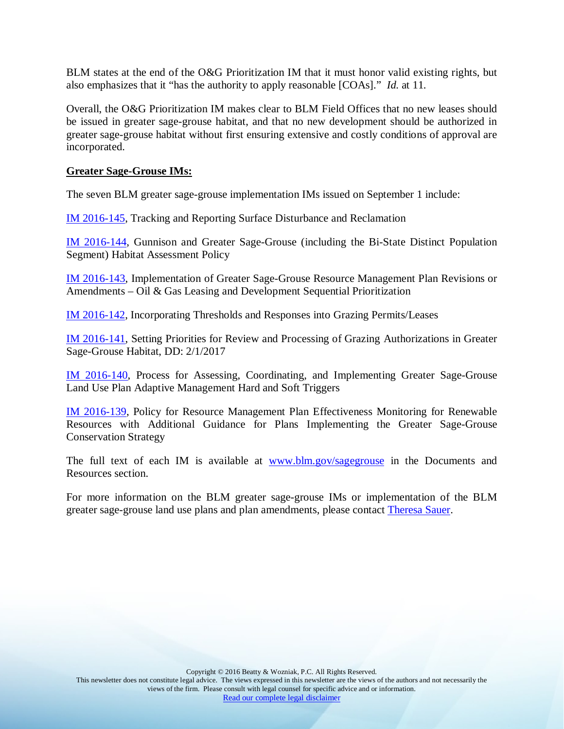BLM states at the end of the O&G Prioritization IM that it must honor valid existing rights, but also emphasizes that it "has the authority to apply reasonable [COAs]." *Id.* at 11.

Overall, the O&G Prioritization IM makes clear to BLM Field Offices that no new leases should be issued in greater sage-grouse habitat, and that no new development should be authorized in greater sage-grouse habitat without first ensuring extensive and costly conditions of approval are incorporated.

**Greater Sage-Grouse IMs:**

The seven BLM greater sage-grouse implementation IMs issued on September 1 include:

IM 2016-145, Tracking and Reporting Surface Disturbance and Reclamation

IM 2016-144, Gunnison and Greater Sage-Grouse (including the Bi-State Distinct Population Segment) Habitat Assessment Policy

IM 2016-143, Implementation of Greater Sage-Grouse Resource Management Plan Revisions or Amendments – Oil & Gas Leasing and Development Sequential Prioritization

IM 2016-142, Incorporating Thresholds and Responses into Grazing Permits/Leases

IM 2016-141, Setting Priorities for Review and Processing of Grazing Authorizations in Greater Sage-Grouse Habitat, DD: 2/1/2017

IM 2016-140, Process for Assessing, Coordinating, and Implementing Greater Sage-Grouse Land Use Plan Adaptive Management Hard and Soft Triggers

IM 2016-139, Policy for Resource Management Plan Effectiveness Monitoring for Renewable Resources with Additional Guidance for Plans Implementing the Greater Sage-Grouse Conservation Strategy

The full text of each IM is available at www.blm.gov/sagegrouse in the Documents and Resources section.

For more information on the BLM greater sage-grouse IMs or implementation of the BLM greater sage-grouse land use plans and plan amendments, please contact Theresa Sauer.

Copyright © 2016 Beatty & Wozniak, P.C. All Rights Reserved.
This newsletter does not constitute legal advice. The views expressed in this newsletter are the views of the authors and not necessarily the views of the firm. Please consult with legal counsel for specific advice and or information.
Read our complete legal disclaimer